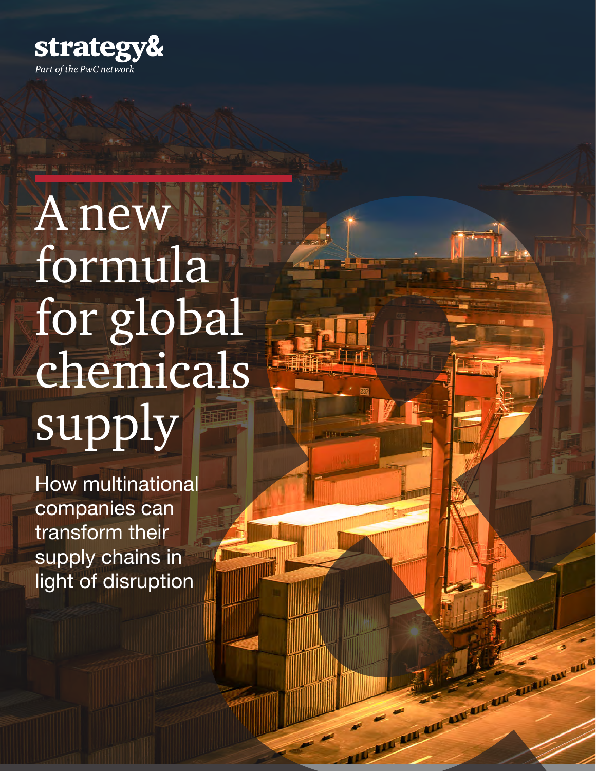strategy&

*Part of the PwC network*

# A new formula for global chemicals supply

How multinational companies can transform their supply chains in light of disruption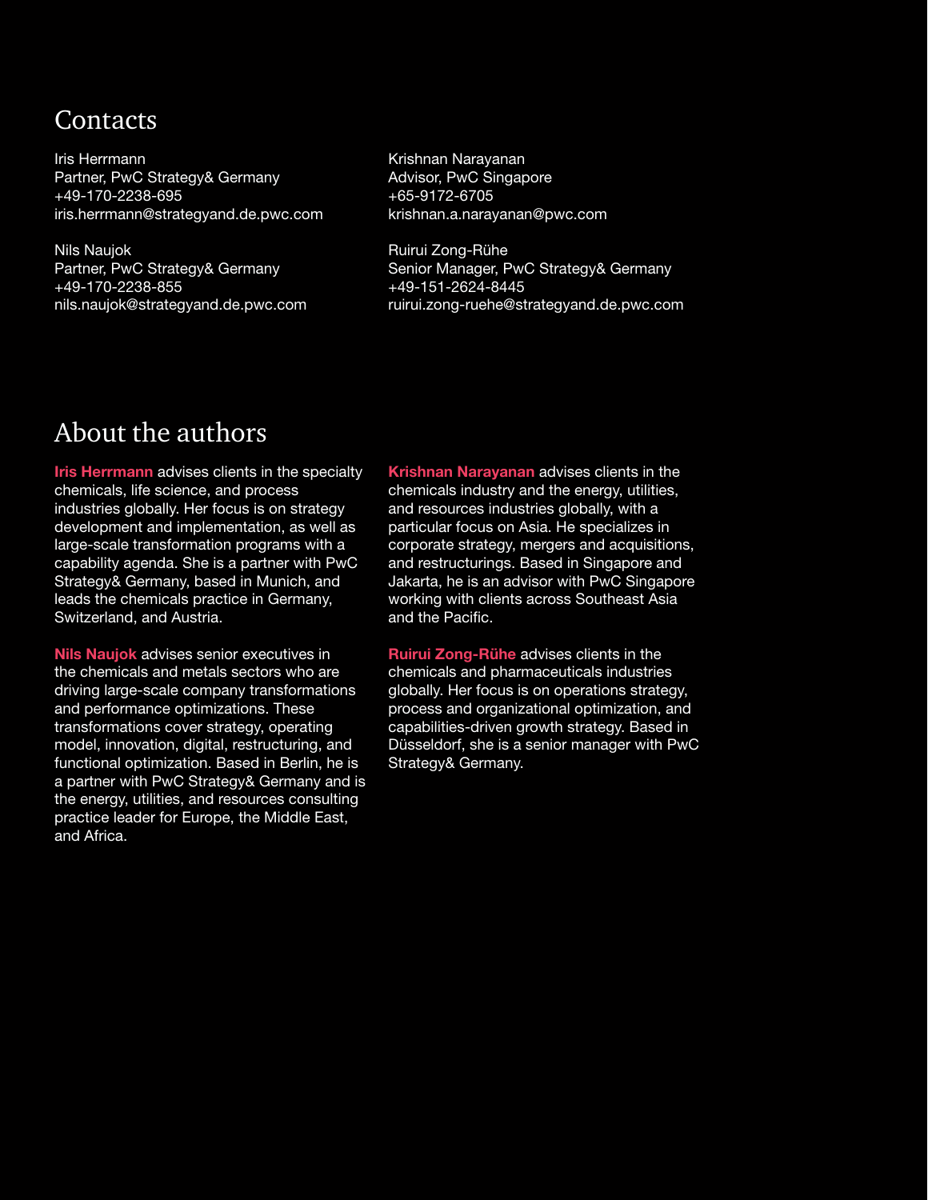## Contacts

Iris Herrmann
Partner, PwC Strategy& Germany
+49-170-2238-695
iris.herrmann@strategyand.de.pwc.com

Nils Naujok
Partner, PwC Strategy& Germany
+49-170-2238-855
nils.naujok@strategyand.de.pwc.com

Krishnan Narayanan
Advisor, PwC Singapore
+65-9172-6705
krishnan.a.narayanan@pwc.com

Ruirui Zong-Rühe
Senior Manager, PwC Strategy& Germany
+49-151-2624-8445
ruirui.zong-ruehe@strategyand.de.pwc.com

## About the authors

**Iris Herrmann** advises clients in the specialty chemicals, life science, and process industries globally. Her focus is on strategy development and implementation, as well as large-scale transformation programs with a capability agenda. She is a partner with PwC Strategy& Germany, based in Munich, and leads the chemicals practice in Germany, Switzerland, and Austria.

**Nils Naujok** advises senior executives in the chemicals and metals sectors who are driving large-scale company transformations and performance optimizations. These transformations cover strategy, operating model, innovation, digital, restructuring, and functional optimization. Based in Berlin, he is a partner with PwC Strategy& Germany and is the energy, utilities, and resources consulting practice leader for Europe, the Middle East, and Africa.

**Krishnan Narayanan** advises clients in the chemicals industry and the energy, utilities, and resources industries globally, with a particular focus on Asia. He specializes in corporate strategy, mergers and acquisitions, and restructurings. Based in Singapore and Jakarta, he is an advisor with PwC Singapore working with clients across Southeast Asia and the Pacific.

**Ruirui Zong-Rühe** advises clients in the chemicals and pharmaceuticals industries globally. Her focus is on operations strategy, process and organizational optimization, and capabilities-driven growth strategy. Based in Düsseldorf, she is a senior manager with PwC Strategy& Germany.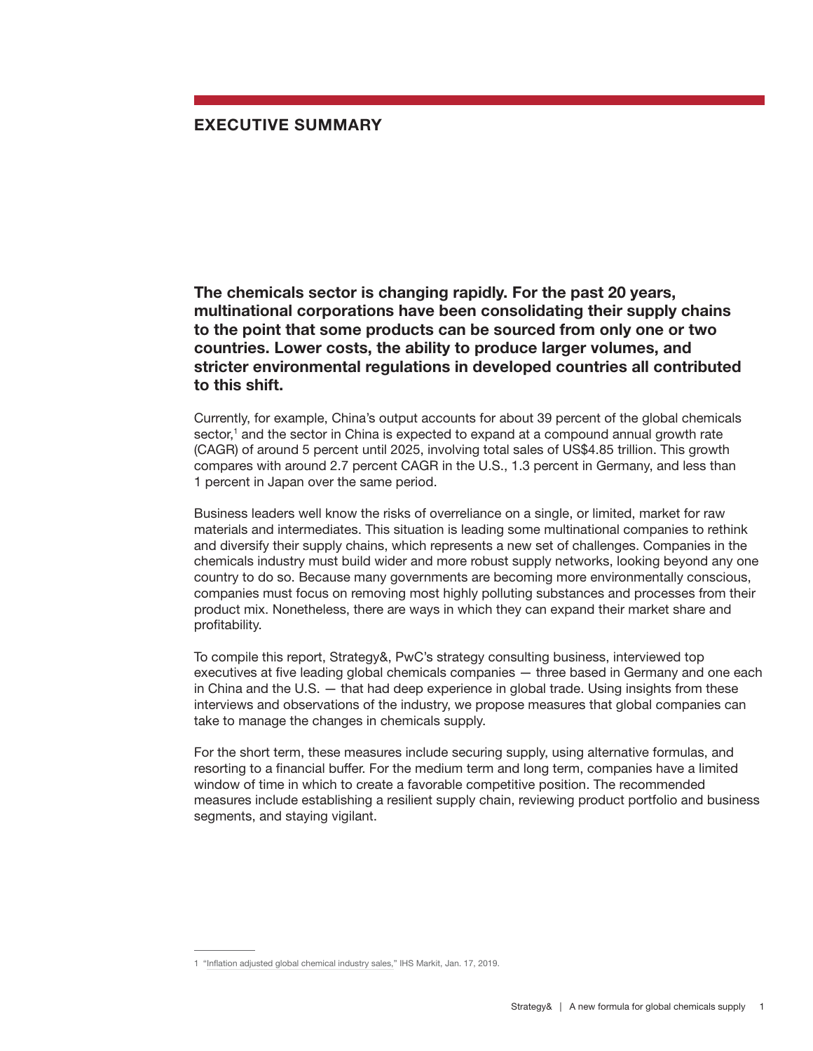## EXECUTIVE SUMMARY

**The chemicals sector is changing rapidly. For the past 20 years, multinational corporations have been consolidating their supply chains to the point that some products can be sourced from only one or two countries. Lower costs, the ability to produce larger volumes, and stricter environmental regulations in developed countries all contributed to this shift.**

Currently, for example, China's output accounts for about 39 percent of the global chemicals sector,[1] and the sector in China is expected to expand at a compound annual growth rate (CAGR) of around 5 percent until 2025, involving total sales of US$4.85 trillion. This growth compares with around 2.7 percent CAGR in the U.S., 1.3 percent in Germany, and less than 1 percent in Japan over the same period.

Business leaders well know the risks of overreliance on a single, or limited, market for raw materials and intermediates. This situation is leading some multinational companies to rethink and diversify their supply chains, which represents a new set of challenges. Companies in the chemicals industry must build wider and more robust supply networks, looking beyond any one country to do so. Because many governments are becoming more environmentally conscious, companies must focus on removing most highly polluting substances and processes from their product mix. Nonetheless, there are ways in which they can expand their market share and profitability.

To compile this report, Strategy&, PwC's strategy consulting business, interviewed top executives at five leading global chemicals companies — three based in Germany and one each in China and the U.S. — that had deep experience in global trade. Using insights from these interviews and observations of the industry, we propose measures that global companies can take to manage the changes in chemicals supply.

For the short term, these measures include securing supply, using alternative formulas, and resorting to a financial buffer. For the medium term and long term, companies have a limited window of time in which to create a favorable competitive position. The recommended measures include establishing a resilient supply chain, reviewing product portfolio and business segments, and staying vigilant.

---

1 "Inflation adjusted global chemical industry sales," IHS Markit, Jan. 17, 2019.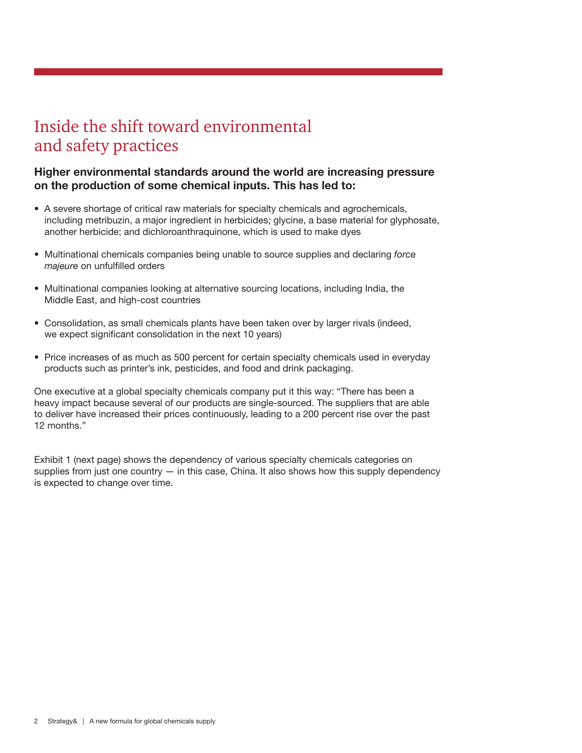# Inside the shift toward environmental and safety practices

**Higher environmental standards around the world are increasing pressure on the production of some chemical inputs. This has led to:**

- A severe shortage of critical raw materials for specialty chemicals and agrochemicals, including metribuzin, a major ingredient in herbicides; glycine, a base material for glyphosate, another herbicide; and dichloroanthraquinone, which is used to make dyes
- Multinational chemicals companies being unable to source supplies and declaring *force majeure* on unfulfilled orders
- Multinational companies looking at alternative sourcing locations, including India, the Middle East, and high-cost countries
- Consolidation, as small chemicals plants have been taken over by larger rivals (indeed, we expect significant consolidation in the next 10 years)
- Price increases of as much as 500 percent for certain specialty chemicals used in everyday products such as printer's ink, pesticides, and food and drink packaging.

One executive at a global specialty chemicals company put it this way: "There has been a heavy impact because several of our products are single-sourced. The suppliers that are able to deliver have increased their prices continuously, leading to a 200 percent rise over the past 12 months."

Exhibit 1 (next page) shows the dependency of various specialty chemicals categories on supplies from just one country — in this case, China. It also shows how this supply dependency is expected to change over time.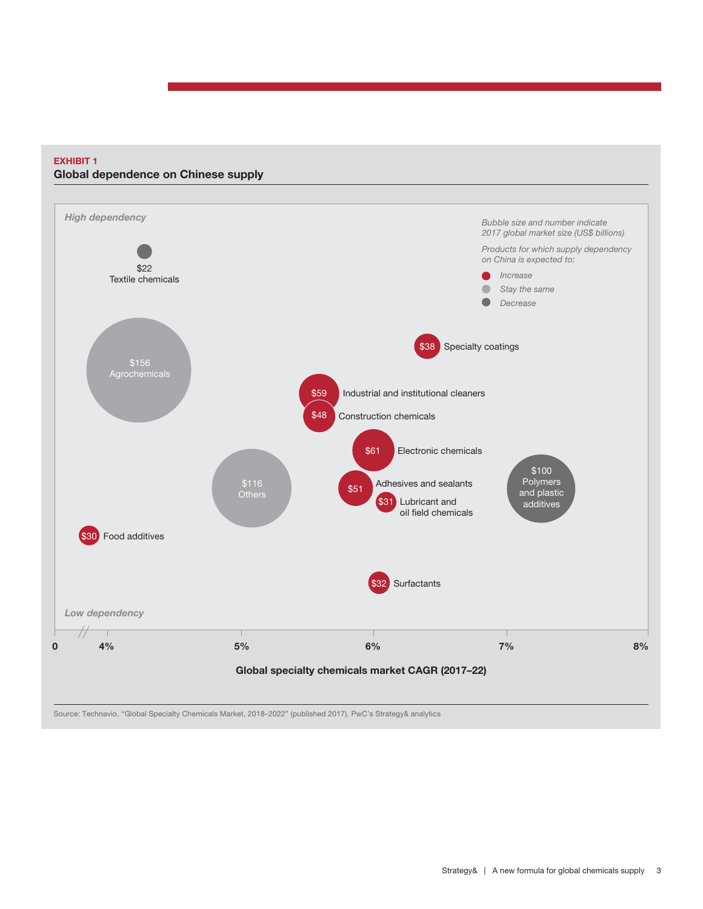**EXHIBIT 1**

**Global dependence on Chinese supply**

*High dependency*

*Bubble size and number indicate 2017 global market size (US$ billions)*

*Products for which supply dependency on China is expected to:*

- *Increase*
- *Stay the same*
- *Decrease*

$22 Textile chemicals

$156 Agrochemicals

$38 Specialty coatings

$59 Industrial and institutional cleaners

$48 Construction chemicals

$61 Electronic chemicals

$116 Others

$51 Adhesives and sealants

$31 Lubricant and oil field chemicals

$100 Polymers and plastic additives

$30 Food additives

$32 Surfactants

*Low dependency*

0 | 4% | 5% | 6% | 7% | 8%

**Global specialty chemicals market CAGR (2017–22)**

Source: Technavio, "Global Specialty Chemicals Market, 2018–2022" (published 2017), PwC's Strategy& analytics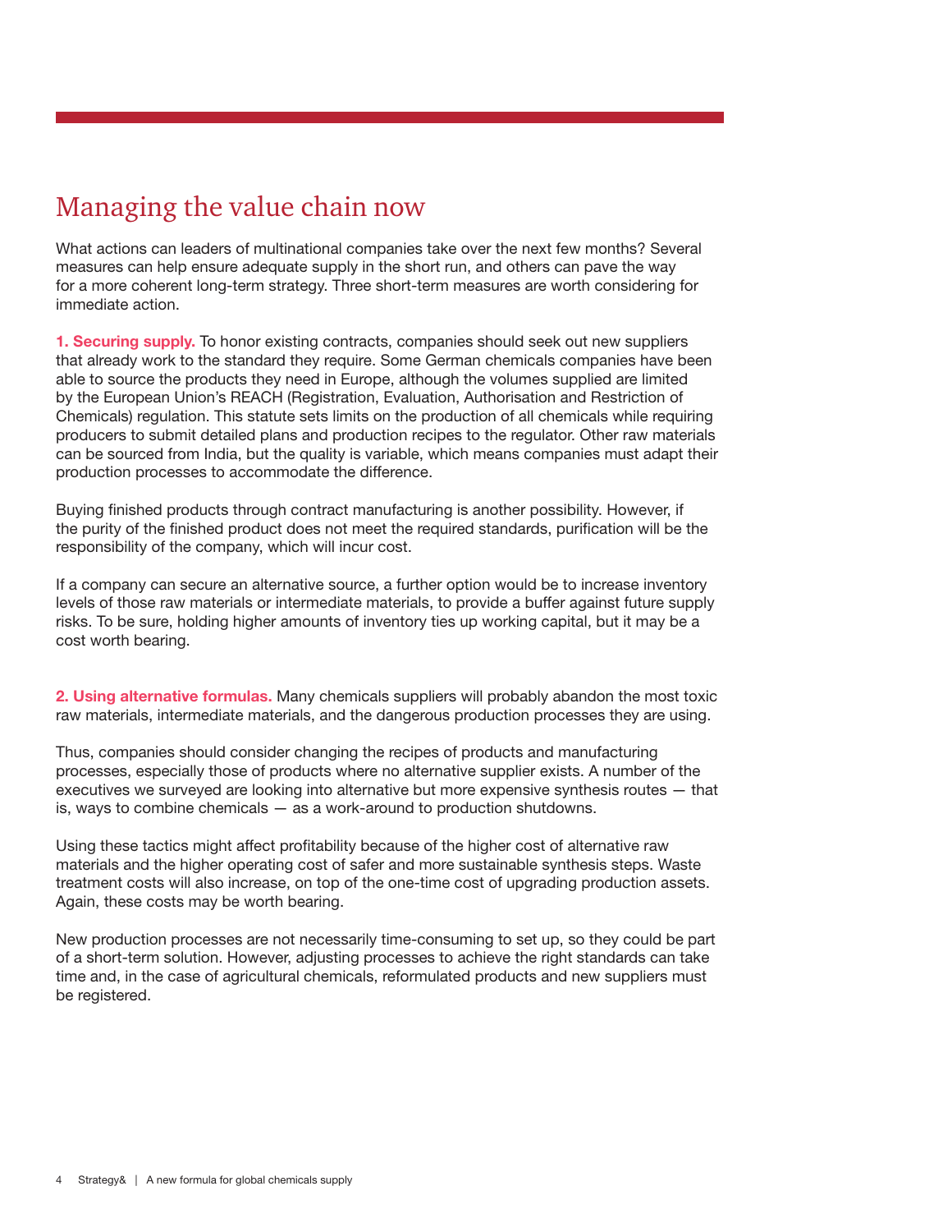## Managing the value chain now

What actions can leaders of multinational companies take over the next few months? Several measures can help ensure adequate supply in the short run, and others can pave the way for a more coherent long-term strategy. Three short-term measures are worth considering for immediate action.

**1. Securing supply.** To honor existing contracts, companies should seek out new suppliers that already work to the standard they require. Some German chemicals companies have been able to source the products they need in Europe, although the volumes supplied are limited by the European Union's REACH (Registration, Evaluation, Authorisation and Restriction of Chemicals) regulation. This statute sets limits on the production of all chemicals while requiring producers to submit detailed plans and production recipes to the regulator. Other raw materials can be sourced from India, but the quality is variable, which means companies must adapt their production processes to accommodate the difference.

Buying finished products through contract manufacturing is another possibility. However, if the purity of the finished product does not meet the required standards, purification will be the responsibility of the company, which will incur cost.

If a company can secure an alternative source, a further option would be to increase inventory levels of those raw materials or intermediate materials, to provide a buffer against future supply risks. To be sure, holding higher amounts of inventory ties up working capital, but it may be a cost worth bearing.

**2. Using alternative formulas.** Many chemicals suppliers will probably abandon the most toxic raw materials, intermediate materials, and the dangerous production processes they are using.

Thus, companies should consider changing the recipes of products and manufacturing processes, especially those of products where no alternative supplier exists. A number of the executives we surveyed are looking into alternative but more expensive synthesis routes — that is, ways to combine chemicals — as a work-around to production shutdowns.

Using these tactics might affect profitability because of the higher cost of alternative raw materials and the higher operating cost of safer and more sustainable synthesis steps. Waste treatment costs will also increase, on top of the one-time cost of upgrading production assets. Again, these costs may be worth bearing.

New production processes are not necessarily time-consuming to set up, so they could be part of a short-term solution. However, adjusting processes to achieve the right standards can take time and, in the case of agricultural chemicals, reformulated products and new suppliers must be registered.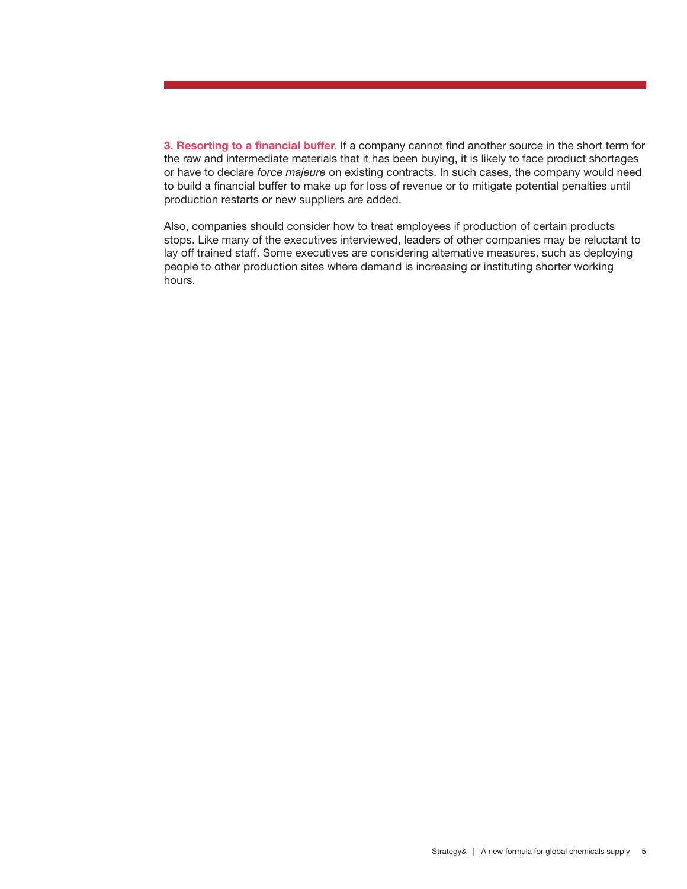**3. Resorting to a financial buffer.** If a company cannot find another source in the short term for the raw and intermediate materials that it has been buying, it is likely to face product shortages or have to declare *force majeure* on existing contracts. In such cases, the company would need to build a financial buffer to make up for loss of revenue or to mitigate potential penalties until production restarts or new suppliers are added.

Also, companies should consider how to treat employees if production of certain products stops. Like many of the executives interviewed, leaders of other companies may be reluctant to lay off trained staff. Some executives are considering alternative measures, such as deploying people to other production sites where demand is increasing or instituting shorter working hours.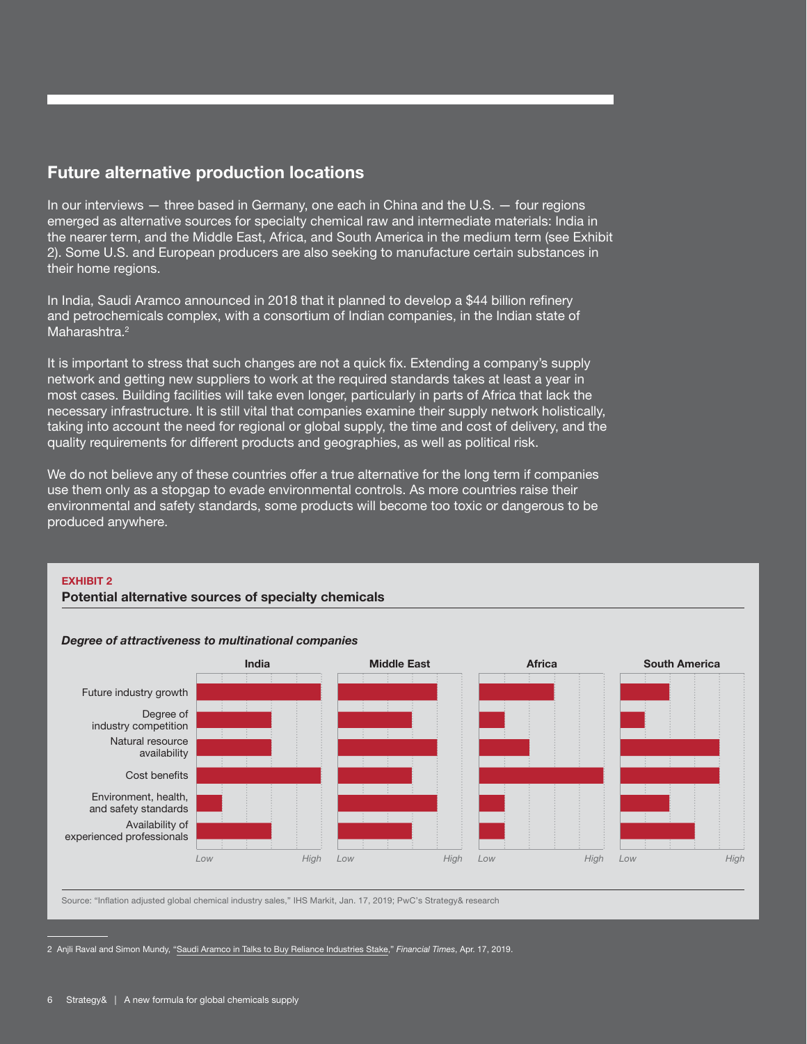## Future alternative production locations

In our interviews — three based in Germany, one each in China and the U.S. — four regions emerged as alternative sources for specialty chemical raw and intermediate materials: India in the nearer term, and the Middle East, Africa, and South America in the medium term (see Exhibit 2). Some U.S. and European producers are also seeking to manufacture certain substances in their home regions.

In India, Saudi Aramco announced in 2018 that it planned to develop a $44 billion refinery and petrochemicals complex, with a consortium of Indian companies, in the Indian state of Maharashtra.[2]

It is important to stress that such changes are not a quick fix. Extending a company's supply network and getting new suppliers to work at the required standards takes at least a year in most cases. Building facilities will take even longer, particularly in parts of Africa that lack the necessary infrastructure. It is still vital that companies examine their supply network holistically, taking into account the need for regional or global supply, the time and cost of delivery, and the quality requirements for different products and geographies, as well as political risk.

We do not believe any of these countries offer a true alternative for the long term if companies use them only as a stopgap to evade environmental controls. As more countries raise their environmental and safety standards, some products will become too toxic or dangerous to be produced anywhere.

**EXHIBIT 2**

**Potential alternative sources of specialty chemicals**

***Degree of attractiveness to multinational companies***

India | Middle East | Africa | South America

Future industry growth
Degree of industry competition
Natural resource availability
Cost benefits
Environment, health, and safety standards
Availability of experienced professionals

Low — High

Source: "Inflation adjusted global chemical industry sales," IHS Markit, Jan. 17, 2019; PwC's Strategy& research

2 Anjli Raval and Simon Mundy, "Saudi Aramco in Talks to Buy Reliance Industries Stake," *Financial Times*, Apr. 17, 2019.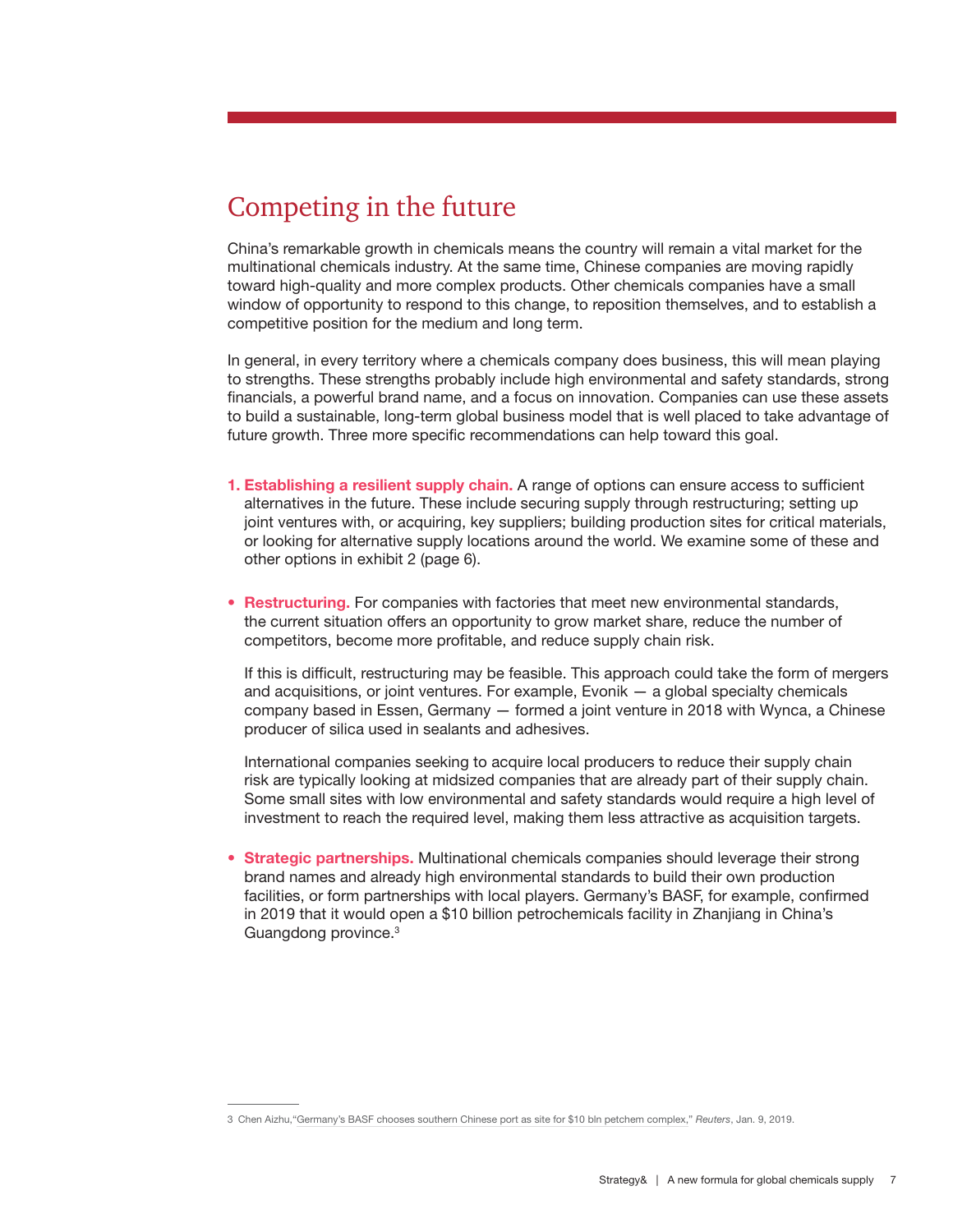# Competing in the future

China's remarkable growth in chemicals means the country will remain a vital market for the multinational chemicals industry. At the same time, Chinese companies are moving rapidly toward high-quality and more complex products. Other chemicals companies have a small window of opportunity to respond to this change, to reposition themselves, and to establish a competitive position for the medium and long term.

In general, in every territory where a chemicals company does business, this will mean playing to strengths. These strengths probably include high environmental and safety standards, strong financials, a powerful brand name, and a focus on innovation. Companies can use these assets to build a sustainable, long-term global business model that is well placed to take advantage of future growth. Three more specific recommendations can help toward this goal.

1. **Establishing a resilient supply chain.** A range of options can ensure access to sufficient alternatives in the future. These include securing supply through restructuring; setting up joint ventures with, or acquiring, key suppliers; building production sites for critical materials, or looking for alternative supply locations around the world. We examine some of these and other options in exhibit 2 (page 6).

- **Restructuring.** For companies with factories that meet new environmental standards, the current situation offers an opportunity to grow market share, reduce the number of competitors, become more profitable, and reduce supply chain risk.

  If this is difficult, restructuring may be feasible. This approach could take the form of mergers and acquisitions, or joint ventures. For example, Evonik — a global specialty chemicals company based in Essen, Germany — formed a joint venture in 2018 with Wynca, a Chinese producer of silica used in sealants and adhesives.

  International companies seeking to acquire local producers to reduce their supply chain risk are typically looking at midsized companies that are already part of their supply chain. Some small sites with low environmental and safety standards would require a high level of investment to reach the required level, making them less attractive as acquisition targets.

- **Strategic partnerships.** Multinational chemicals companies should leverage their strong brand names and already high environmental standards to build their own production facilities, or form partnerships with local players. Germany's BASF, for example, confirmed in 2019 that it would open a $10 billion petrochemicals facility in Zhanjiang in China's Guangdong province.[3]

---

3 Chen Aizhu, "Germany's BASF chooses southern Chinese port as site for $10 bln petchem complex," *Reuters*, Jan. 9, 2019.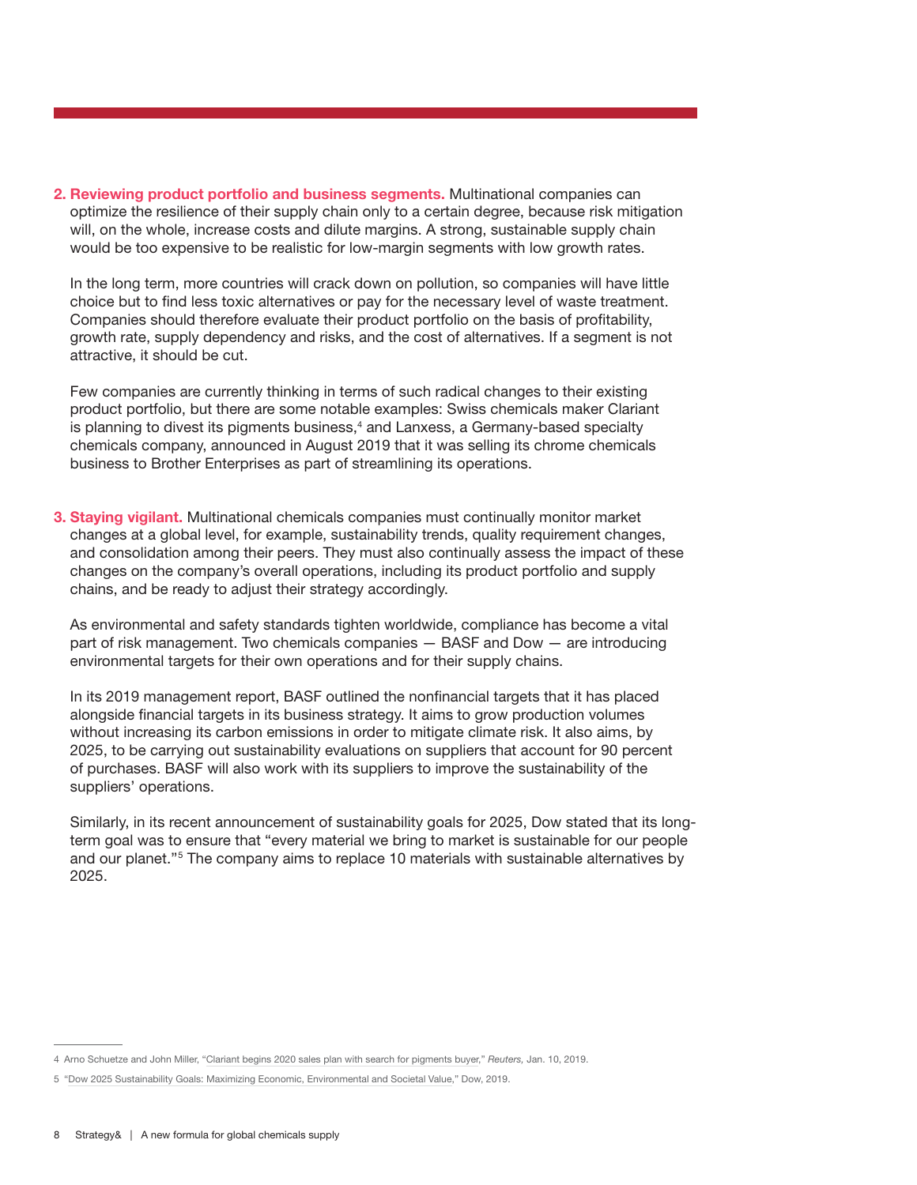2. **Reviewing product portfolio and business segments.** Multinational companies can optimize the resilience of their supply chain only to a certain degree, because risk mitigation will, on the whole, increase costs and dilute margins. A strong, sustainable supply chain would be too expensive to be realistic for low-margin segments with low growth rates.

   In the long term, more countries will crack down on pollution, so companies will have little choice but to find less toxic alternatives or pay for the necessary level of waste treatment. Companies should therefore evaluate their product portfolio on the basis of profitability, growth rate, supply dependency and risks, and the cost of alternatives. If a segment is not attractive, it should be cut.

   Few companies are currently thinking in terms of such radical changes to their existing product portfolio, but there are some notable examples: Swiss chemicals maker Clariant is planning to divest its pigments business,[4] and Lanxess, a Germany-based specialty chemicals company, announced in August 2019 that it was selling its chrome chemicals business to Brother Enterprises as part of streamlining its operations.

3. **Staying vigilant.** Multinational chemicals companies must continually monitor market changes at a global level, for example, sustainability trends, quality requirement changes, and consolidation among their peers. They must also continually assess the impact of these changes on the company's overall operations, including its product portfolio and supply chains, and be ready to adjust their strategy accordingly.

   As environmental and safety standards tighten worldwide, compliance has become a vital part of risk management. Two chemicals companies — BASF and Dow — are introducing environmental targets for their own operations and for their supply chains.

   In its 2019 management report, BASF outlined the nonfinancial targets that it has placed alongside financial targets in its business strategy. It aims to grow production volumes without increasing its carbon emissions in order to mitigate climate risk. It also aims, by 2025, to be carrying out sustainability evaluations on suppliers that account for 90 percent of purchases. BASF will also work with its suppliers to improve the sustainability of the suppliers' operations.

   Similarly, in its recent announcement of sustainability goals for 2025, Dow stated that its long-term goal was to ensure that "every material we bring to market is sustainable for our people and our planet."[5] The company aims to replace 10 materials with sustainable alternatives by 2025.

---

4 Arno Schuetze and John Miller, "Clariant begins 2020 sales plan with search for pigments buyer," *Reuters,* Jan. 10, 2019.

5 "Dow 2025 Sustainability Goals: Maximizing Economic, Environmental and Societal Value," Dow, 2019.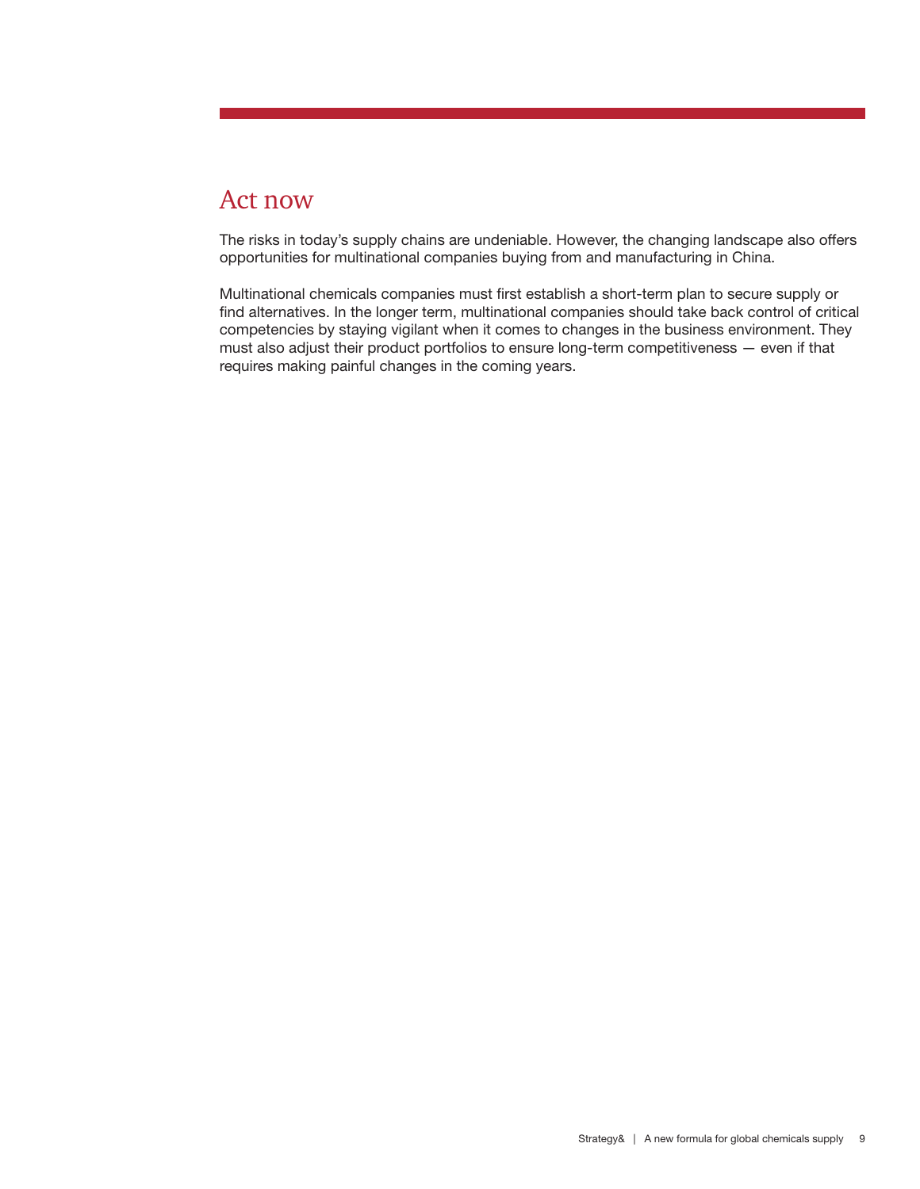## Act now

The risks in today's supply chains are undeniable. However, the changing landscape also offers opportunities for multinational companies buying from and manufacturing in China.

Multinational chemicals companies must first establish a short-term plan to secure supply or find alternatives. In the longer term, multinational companies should take back control of critical competencies by staying vigilant when it comes to changes in the business environment. They must also adjust their product portfolios to ensure long-term competitiveness — even if that requires making painful changes in the coming years.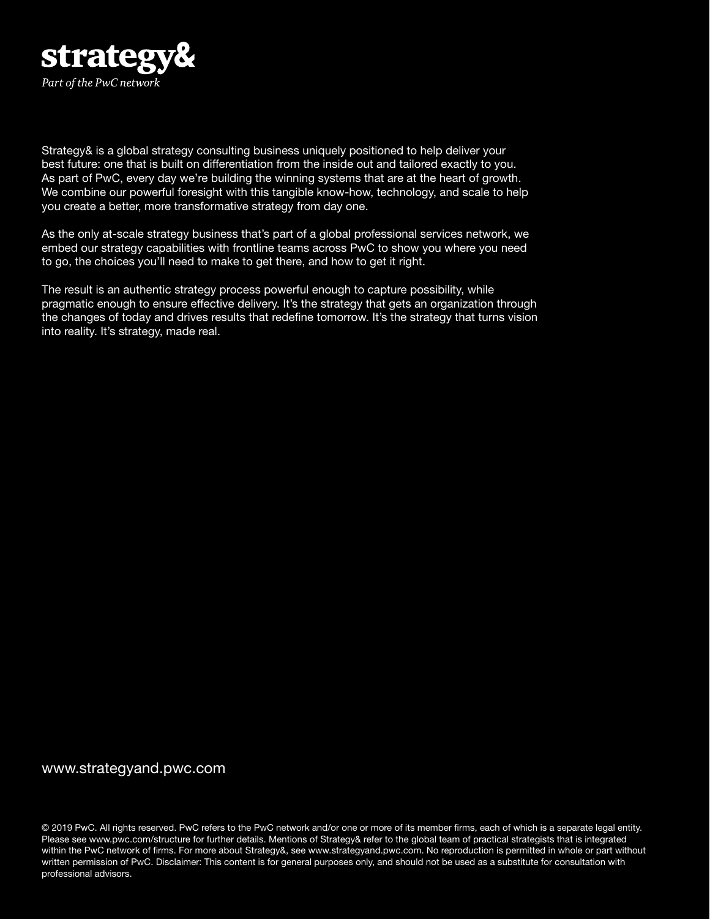# strategy&

*Part of the PwC network*

Strategy& is a global strategy consulting business uniquely positioned to help deliver your best future: one that is built on differentiation from the inside out and tailored exactly to you. As part of PwC, every day we're building the winning systems that are at the heart of growth. We combine our powerful foresight with this tangible know-how, technology, and scale to help you create a better, more transformative strategy from day one.

As the only at-scale strategy business that's part of a global professional services network, we embed our strategy capabilities with frontline teams across PwC to show you where you need to go, the choices you'll need to make to get there, and how to get it right.

The result is an authentic strategy process powerful enough to capture possibility, while pragmatic enough to ensure effective delivery. It's the strategy that gets an organization through the changes of today and drives results that redefine tomorrow. It's the strategy that turns vision into reality. It's strategy, made real.

www.strategyand.pwc.com

© 2019 PwC. All rights reserved. PwC refers to the PwC network and/or one or more of its member firms, each of which is a separate legal entity. Please see www.pwc.com/structure for further details. Mentions of Strategy& refer to the global team of practical strategists that is integrated within the PwC network of firms. For more about Strategy&, see www.strategyand.pwc.com. No reproduction is permitted in whole or part without written permission of PwC. Disclaimer: This content is for general purposes only, and should not be used as a substitute for consultation with professional advisors.